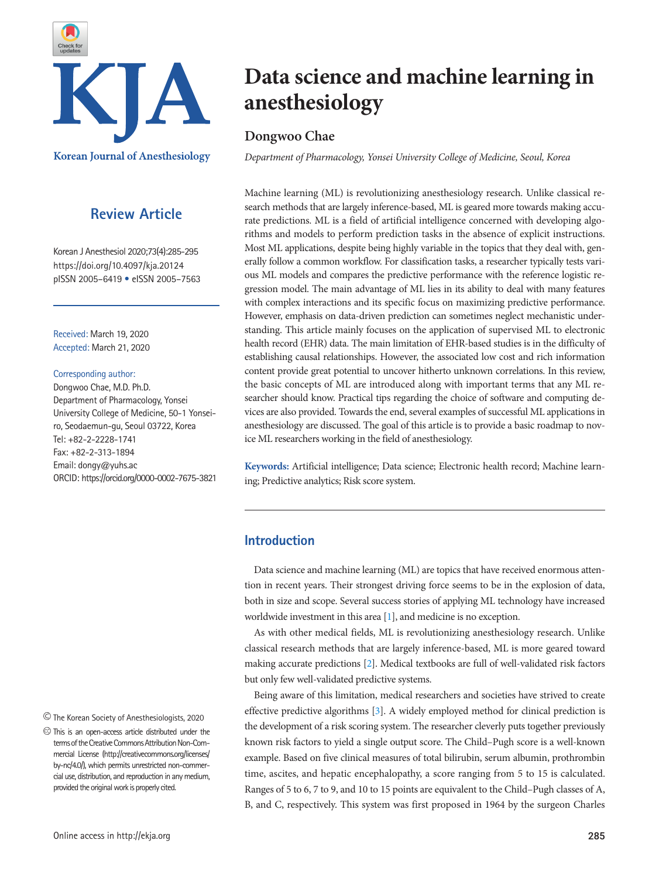Review Article

Korean J Anesthesiol 2020;73(4):285-295
https://doi.org/10.4097/kja.20124
pISSN 2005–6419 • eISSN 2005–7563

Received: March 19, 2020
Accepted: March 21, 2020

Corresponding author:
Dongwoo Chae, M.D. Ph.D.
Department of Pharmacology, Yonsei University College of Medicine, 50-1 Yonsei-ro, Seodaemun-gu, Seoul 03722, Korea
Tel: +82-2-2228-1741
Fax: +82-2-313-1894
Email: dongy@yuhs.ac
ORCID: https://orcid.org/0000-0002-7675-3821

© The Korean Society of Anesthesiologists, 2020

This is an open-access article distributed under the terms of the Creative Commons Attribution Non-Commercial License (http://creativecommons.org/licenses/by-nc/4.0/), which permits unrestricted non-commercial use, distribution, and reproduction in any medium, provided the original work is properly cited.

# Data science and machine learning in anesthesiology

**Dongwoo Chae**

*Department of Pharmacology, Yonsei University College of Medicine, Seoul, Korea*

Machine learning (ML) is revolutionizing anesthesiology research. Unlike classical research methods that are largely inference-based, ML is geared more towards making accurate predictions. ML is a field of artificial intelligence concerned with developing algorithms and models to perform prediction tasks in the absence of explicit instructions. Most ML applications, despite being highly variable in the topics that they deal with, generally follow a common workflow. For classification tasks, a researcher typically tests various ML models and compares the predictive performance with the reference logistic regression model. The main advantage of ML lies in its ability to deal with many features with complex interactions and its specific focus on maximizing predictive performance. However, emphasis on data-driven prediction can sometimes neglect mechanistic understanding. This article mainly focuses on the application of supervised ML to electronic health record (EHR) data. The main limitation of EHR-based studies is in the difficulty of establishing causal relationships. However, the associated low cost and rich information content provide great potential to uncover hitherto unknown correlations. In this review, the basic concepts of ML are introduced along with important terms that any ML researcher should know. Practical tips regarding the choice of software and computing devices are also provided. Towards the end, several examples of successful ML applications in anesthesiology are discussed. The goal of this article is to provide a basic roadmap to novice ML researchers working in the field of anesthesiology.

**Keywords:** Artificial intelligence; Data science; Electronic health record; Machine learning; Predictive analytics; Risk score system.

## Introduction

Data science and machine learning (ML) are topics that have received enormous attention in recent years. Their strongest driving force seems to be in the explosion of data, both in size and scope. Several success stories of applying ML technology have increased worldwide investment in this area [1], and medicine is no exception.

As with other medical fields, ML is revolutionizing anesthesiology research. Unlike classical research methods that are largely inference-based, ML is more geared toward making accurate predictions [2]. Medical textbooks are full of well-validated risk factors but only few well-validated predictive systems.

Being aware of this limitation, medical researchers and societies have strived to create effective predictive algorithms [3]. A widely employed method for clinical prediction is the development of a risk scoring system. The researcher cleverly puts together previously known risk factors to yield a single output score. The Child–Pugh score is a well-known example. Based on five clinical measures of total bilirubin, serum albumin, prothrombin time, ascites, and hepatic encephalopathy, a score ranging from 5 to 15 is calculated. Ranges of 5 to 6, 7 to 9, and 10 to 15 points are equivalent to the Child–Pugh classes of A, B, and C, respectively. This system was first proposed in 1964 by the surgeon Charles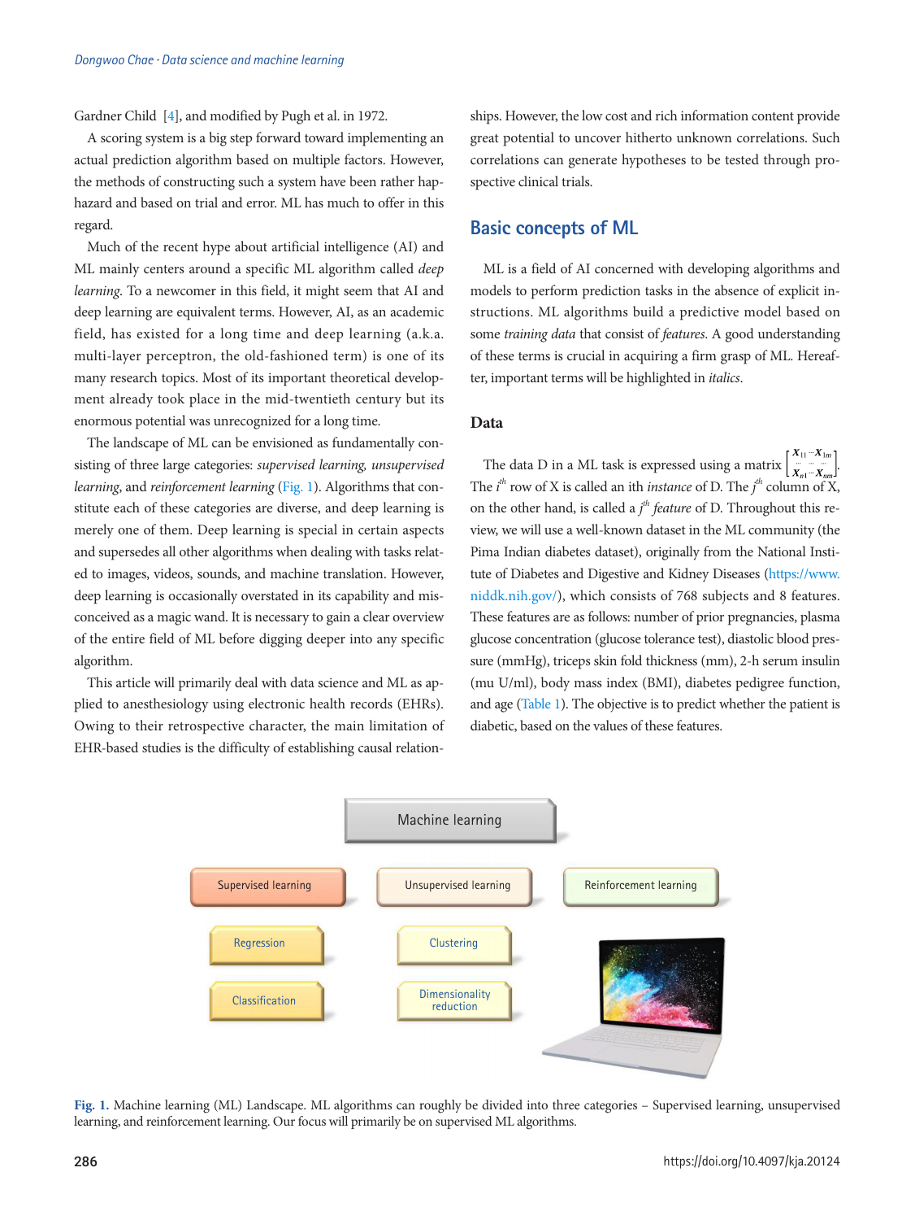Gardner Child [4], and modified by Pugh et al. in 1972.

A scoring system is a big step forward toward implementing an actual prediction algorithm based on multiple factors. However, the methods of constructing such a system have been rather haphazard and based on trial and error. ML has much to offer in this regard.

Much of the recent hype about artificial intelligence (AI) and ML mainly centers around a specific ML algorithm called *deep learning*. To a newcomer in this field, it might seem that AI and deep learning are equivalent terms. However, AI, as an academic field, has existed for a long time and deep learning (a.k.a. multi-layer perceptron, the old-fashioned term) is one of its many research topics. Most of its important theoretical development already took place in the mid-twentieth century but its enormous potential was unrecognized for a long time.

The landscape of ML can be envisioned as fundamentally consisting of three large categories: *supervised learning, unsupervised learning*, and *reinforcement learning* (Fig. 1). Algorithms that constitute each of these categories are diverse, and deep learning is merely one of them. Deep learning is special in certain aspects and supersedes all other algorithms when dealing with tasks related to images, videos, sounds, and machine translation. However, deep learning is occasionally overstated in its capability and misconceived as a magic wand. It is necessary to gain a clear overview of the entire field of ML before digging deeper into any specific algorithm.

This article will primarily deal with data science and ML as applied to anesthesiology using electronic health records (EHRs). Owing to their retrospective character, the main limitation of EHR-based studies is the difficulty of establishing causal relationships. However, the low cost and rich information content provide great potential to uncover hitherto unknown correlations. Such correlations can generate hypotheses to be tested through prospective clinical trials.

## Basic concepts of ML

ML is a field of AI concerned with developing algorithms and models to perform prediction tasks in the absence of explicit instructions. ML algorithms build a predictive model based on some *training data* that consist of *features*. A good understanding of these terms is crucial in acquiring a firm grasp of ML. Hereafter, important terms will be highlighted in *italics*.

### Data

The data D in a ML task is expressed using a matrix $\begin{bmatrix} X_{11} & \cdots & X_{1m} \\ \vdots & \ddots & \vdots \\ X_{n1} & \cdots & X_{nm} \end{bmatrix}$. The $i^{th}$ row of X is called an ith *instance* of D. The $j^{th}$ column of X, on the other hand, is called a $j^{th}$ *feature* of D. Throughout this review, we will use a well-known dataset in the ML community (the Pima Indian diabetes dataset), originally from the National Institute of Diabetes and Digestive and Kidney Diseases (https://www.niddk.nih.gov/), which consists of 768 subjects and 8 features. These features are as follows: number of prior pregnancies, plasma glucose concentration (glucose tolerance test), diastolic blood pressure (mmHg), triceps skin fold thickness (mm), 2-h serum insulin (mu U/ml), body mass index (BMI), diabetes pedigree function, and age (Table 1). The objective is to predict whether the patient is diabetic, based on the values of these features.

**Fig. 1.** Machine learning (ML) Landscape. ML algorithms can roughly be divided into three categories – Supervised learning, unsupervised learning, and reinforcement learning. Our focus will primarily be on supervised ML algorithms.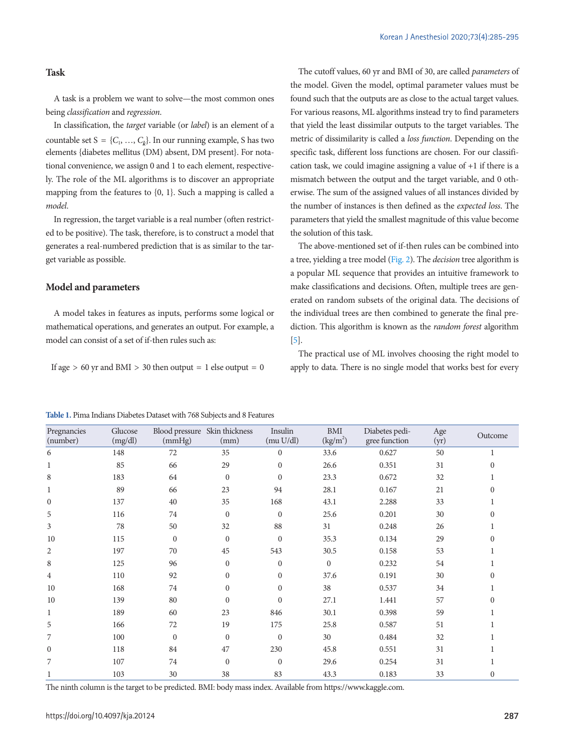### Task

A task is a problem we want to solve—the most common ones being *classification* and *regression*.

In classification, the *target* variable (or *label*) is an element of a countable set S = {$C_1$, …, $C_k$}. In our running example, S has two elements {diabetes mellitus (DM) absent, DM present}. For notational convenience, we assign 0 and 1 to each element, respectively. The role of the ML algorithms is to discover an appropriate mapping from the features to {0, 1}. Such a mapping is called a *model*.

In regression, the target variable is a real number (often restricted to be positive). The task, therefore, is to construct a model that generates a real-numbered prediction that is as similar to the target variable as possible.

### Model and parameters

A model takes in features as inputs, performs some logical or mathematical operations, and generates an output. For example, a model can consist of a set of if-then rules such as:

If age > 60 yr and BMI > 30 then output = 1 else output = 0

The cutoff values, 60 yr and BMI of 30, are called *parameters* of the model. Given the model, optimal parameter values must be found such that the outputs are as close to the actual target values. For various reasons, ML algorithms instead try to find parameters that yield the least dissimilar outputs to the target variables. The metric of dissimilarity is called a *loss function*. Depending on the specific task, different loss functions are chosen. For our classification task, we could imagine assigning a value of +1 if there is a mismatch between the output and the target variable, and 0 otherwise. The sum of the assigned values of all instances divided by the number of instances is then defined as the *expected loss*. The parameters that yield the smallest magnitude of this value become the solution of this task.

The above-mentioned set of if-then rules can be combined into a tree, yielding a tree model (Fig. 2). The *decision* tree algorithm is a popular ML sequence that provides an intuitive framework to make classifications and decisions. Often, multiple trees are generated on random subsets of the original data. The decisions of the individual trees are then combined to generate the final prediction. This algorithm is known as the *random forest* algorithm [5].

The practical use of ML involves choosing the right model to apply to data. There is no single model that works best for every

**Table 1.** Pima Indians Diabetes Dataset with 768 Subjects and 8 Features

| Pregnancies (number) | Glucose (mg/dl) | Blood pressure (mmHg) | Skin thickness (mm) | Insulin (mu U/dl) | BMI (kg/m$^2$) | Diabetes pedigree function | Age (yr) | Outcome |
|---|---|---|---|---|---|---|---|---|
| 6 | 148 | 72 | 35 | 0 | 33.6 | 0.627 | 50 | 1 |
| 1 | 85 | 66 | 29 | 0 | 26.6 | 0.351 | 31 | 0 |
| 8 | 183 | 64 | 0 | 0 | 23.3 | 0.672 | 32 | 1 |
| 1 | 89 | 66 | 23 | 94 | 28.1 | 0.167 | 21 | 0 |
| 0 | 137 | 40 | 35 | 168 | 43.1 | 2.288 | 33 | 1 |
| 5 | 116 | 74 | 0 | 0 | 25.6 | 0.201 | 30 | 0 |
| 3 | 78 | 50 | 32 | 88 | 31 | 0.248 | 26 | 1 |
| 10 | 115 | 0 | 0 | 0 | 35.3 | 0.134 | 29 | 0 |
| 2 | 197 | 70 | 45 | 543 | 30.5 | 0.158 | 53 | 1 |
| 8 | 125 | 96 | 0 | 0 | 0 | 0.232 | 54 | 1 |
| 4 | 110 | 92 | 0 | 0 | 37.6 | 0.191 | 30 | 0 |
| 10 | 168 | 74 | 0 | 0 | 38 | 0.537 | 34 | 1 |
| 10 | 139 | 80 | 0 | 0 | 27.1 | 1.441 | 57 | 0 |
| 1 | 189 | 60 | 23 | 846 | 30.1 | 0.398 | 59 | 1 |
| 5 | 166 | 72 | 19 | 175 | 25.8 | 0.587 | 51 | 1 |
| 7 | 100 | 0 | 0 | 0 | 30 | 0.484 | 32 | 1 |
| 0 | 118 | 84 | 47 | 230 | 45.8 | 0.551 | 31 | 1 |
| 7 | 107 | 74 | 0 | 0 | 29.6 | 0.254 | 31 | 1 |
| 1 | 103 | 30 | 38 | 83 | 43.3 | 0.183 | 33 | 0 |

The ninth column is the target to be predicted. BMI: body mass index. Available from https://www.kaggle.com.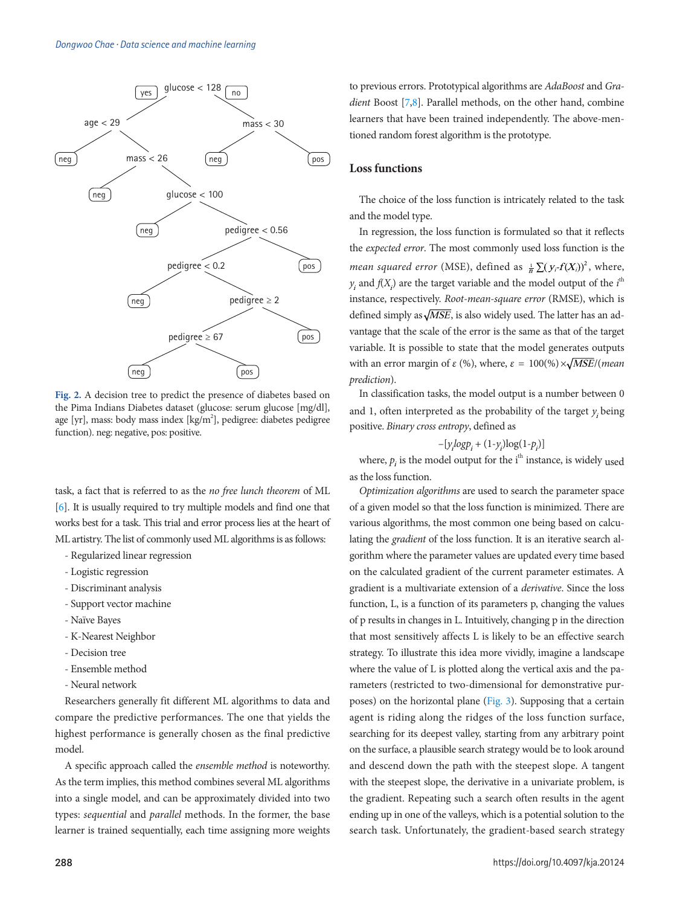Fig. 2. A decision tree to predict the presence of diabetes based on the Pima Indians Diabetes dataset (glucose: serum glucose [mg/dl], age [yr], mass: body mass index [kg/m$^2$], pedigree: diabetes pedigree function). neg: negative, pos: positive.

task, a fact that is referred to as the *no free lunch theorem* of ML [6]. It is usually required to try multiple models and find one that works best for a task. This trial and error process lies at the heart of ML artistry. The list of commonly used ML algorithms is as follows:

- Regularized linear regression
- Logistic regression
- Discriminant analysis
- Support vector machine
- Naïve Bayes
- K-Nearest Neighbor
- Decision tree
- Ensemble method
- Neural network

Researchers generally fit different ML algorithms to data and compare the predictive performances. The one that yields the highest performance is generally chosen as the final predictive model.

A specific approach called the *ensemble method* is noteworthy. As the term implies, this method combines several ML algorithms into a single model, and can be approximately divided into two types: *sequential* and *parallel* methods. In the former, the base learner is trained sequentially, each time assigning more weights to previous errors. Prototypical algorithms are *AdaBoost* and *Gradient* Boost [7,8]. Parallel methods, on the other hand, combine learners that have been trained independently. The above-mentioned random forest algorithm is the prototype.

## Loss functions

The choice of the loss function is intricately related to the task and the model type.

In regression, the loss function is formulated so that it reflects the *expected error*. The most commonly used loss function is the *mean squared error* (MSE), defined as $\frac{1}{n}\sum(y_i - f(X_i))^2$, where, $y_i$ and $f(X_i)$ are the target variable and the model output of the $i^{th}$ instance, respectively. *Root-mean-square error* (RMSE), which is defined simply as $\sqrt{MSE}$, is also widely used. The latter has an advantage that the scale of the error is the same as that of the target variable. It is possible to state that the model generates outputs with an error margin of $\varepsilon$ (%), where, $\varepsilon = 100(\%) \times \sqrt{MSE}/(mean\ prediction)$.

In classification tasks, the model output is a number between 0 and 1, often interpreted as the probability of the target $y_i$ being positive. *Binary cross entropy*, defined as

$$-[y_i log p_i + (1-y_i)\log(1-p_i)]$$

where, $p_i$ is the model output for the $i^{th}$ instance, is widely used as the loss function.

*Optimization algorithms* are used to search the parameter space of a given model so that the loss function is minimized. There are various algorithms, the most common one being based on calculating the *gradient* of the loss function. It is an iterative search algorithm where the parameter values are updated every time based on the calculated gradient of the current parameter estimates. A gradient is a multivariate extension of a *derivative*. Since the loss function, L, is a function of its parameters p, changing the values of p results in changes in L. Intuitively, changing p in the direction that most sensitively affects L is likely to be an effective search strategy. To illustrate this idea more vividly, imagine a landscape where the value of L is plotted along the vertical axis and the parameters (restricted to two-dimensional for demonstrative purposes) on the horizontal plane (Fig. 3). Supposing that a certain agent is riding along the ridges of the loss function surface, searching for its deepest valley, starting from any arbitrary point on the surface, a plausible search strategy would be to look around and descend down the path with the steepest slope. A tangent with the steepest slope, the derivative in a univariate problem, is the gradient. Repeating such a search often results in the agent ending up in one of the valleys, which is a potential solution to the search task. Unfortunately, the gradient-based search strategy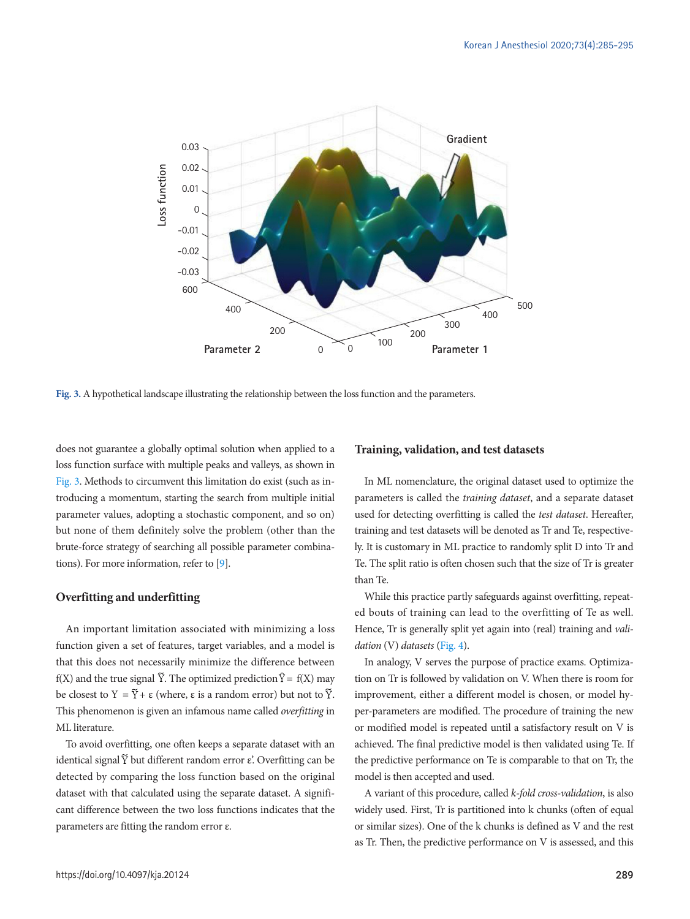Fig. 3. A hypothetical landscape illustrating the relationship between the loss function and the parameters.

does not guarantee a globally optimal solution when applied to a loss function surface with multiple peaks and valleys, as shown in Fig. 3. Methods to circumvent this limitation do exist (such as introducing a momentum, starting the search from multiple initial parameter values, adopting a stochastic component, and so on) but none of them definitely solve the problem (other than the brute-force strategy of searching all possible parameter combinations). For more information, refer to [9].

## Overfitting and underfitting

An important limitation associated with minimizing a loss function given a set of features, target variables, and a model is that this does not necessarily minimize the difference between f(X) and the true signal $\tilde{Y}$. The optimized prediction $\hat{Y} = f(X)$ may be closest to $Y = \tilde{Y} + \varepsilon$ (where, ε is a random error) but not to $\tilde{Y}$. This phenomenon is given an infamous name called *overfitting* in ML literature.

To avoid overfitting, one often keeps a separate dataset with an identical signal $\tilde{Y}$ but different random error ε'. Overfitting can be detected by comparing the loss function based on the original dataset with that calculated using the separate dataset. A significant difference between the two loss functions indicates that the parameters are fitting the random error ε.

## Training, validation, and test datasets

In ML nomenclature, the original dataset used to optimize the parameters is called the *training dataset*, and a separate dataset used for detecting overfitting is called the *test dataset*. Hereafter, training and test datasets will be denoted as Tr and Te, respectively. It is customary in ML practice to randomly split D into Tr and Te. The split ratio is often chosen such that the size of Tr is greater than Te.

While this practice partly safeguards against overfitting, repeated bouts of training can lead to the overfitting of Te as well. Hence, Tr is generally split yet again into (real) training and *validation* (V) *datasets* (Fig. 4).

In analogy, V serves the purpose of practice exams. Optimization on Tr is followed by validation on V. When there is room for improvement, either a different model is chosen, or model hyper-parameters are modified. The procedure of training the new or modified model is repeated until a satisfactory result on V is achieved. The final predictive model is then validated using Te. If the predictive performance on Te is comparable to that on Tr, the model is then accepted and used.

A variant of this procedure, called *k-fold cross-validation*, is also widely used. First, Tr is partitioned into k chunks (often of equal or similar sizes). One of the k chunks is defined as V and the rest as Tr. Then, the predictive performance on V is assessed, and this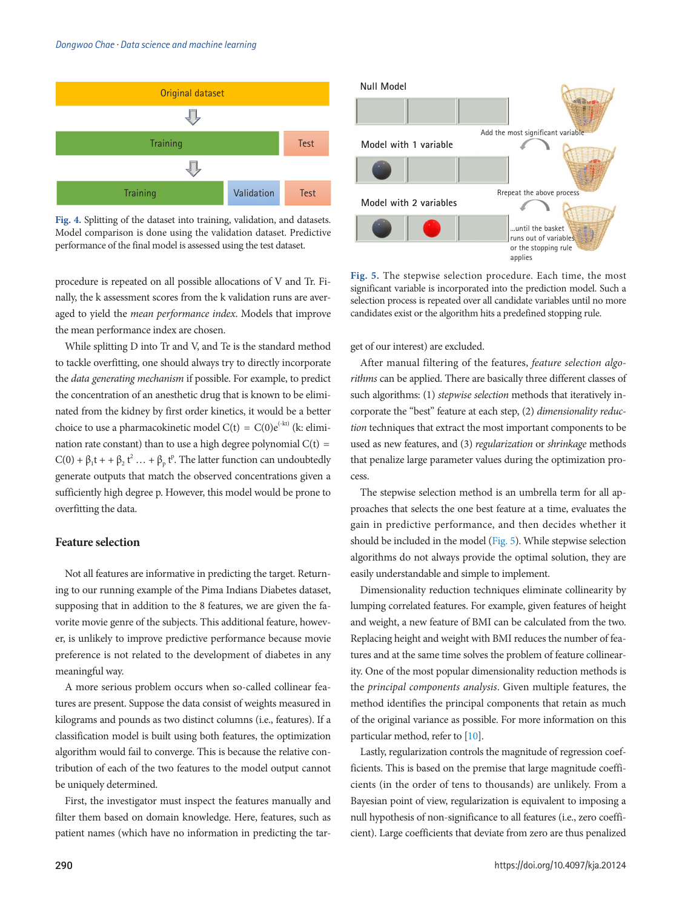Original dataset

Training | Test

Training | Validation | Test

**Fig. 4.** Splitting of the dataset into training, validation, and datasets. Model comparison is done using the validation dataset. Predictive performance of the final model is assessed using the test dataset.

procedure is repeated on all possible allocations of V and Tr. Finally, the k assessment scores from the k validation runs are averaged to yield the *mean performance index*. Models that improve the mean performance index are chosen.

While splitting D into Tr and V, and Te is the standard method to tackle overfitting, one should always try to directly incorporate the *data generating mechanism* if possible. For example, to predict the concentration of an anesthetic drug that is known to be eliminated from the kidney by first order kinetics, it would be a better choice to use a pharmacokinetic model $C(t) = C(0)e^{(-kt)}$ (k: elimination rate constant) than to use a high degree polynomial $C(t) = C(0) + \beta_1 t + + \beta_2 t^2 \ldots + \beta_p t^p$. The latter function can undoubtedly generate outputs that match the observed concentrations given a sufficiently high degree p. However, this model would be prone to overfitting the data.

## Feature selection

Not all features are informative in predicting the target. Returning to our running example of the Pima Indians Diabetes dataset, supposing that in addition to the 8 features, we are given the favorite movie genre of the subjects. This additional feature, however, is unlikely to improve predictive performance because movie preference is not related to the development of diabetes in any meaningful way.

A more serious problem occurs when so-called collinear features are present. Suppose the data consist of weights measured in kilograms and pounds as two distinct columns (i.e., features). If a classification model is built using both features, the optimization algorithm would fail to converge. This is because the relative contribution of each of the two features to the model output cannot be uniquely determined.

First, the investigator must inspect the features manually and filter them based on domain knowledge. Here, features, such as patient names (which have no information in predicting the target of our interest) are excluded.

Null Model

Add the most significant variable

Model with 1 variable

Repeat the above process

Model with 2 variables

...until the basket runs out of variables or the stopping rule applies

**Fig. 5.** The stepwise selection procedure. Each time, the most significant variable is incorporated into the prediction model. Such a selection process is repeated over all candidate variables until no more candidates exist or the algorithm hits a predefined stopping rule.

After manual filtering of the features, *feature selection algorithms* can be applied. There are basically three different classes of such algorithms: (1) *stepwise selection* methods that iteratively incorporate the "best" feature at each step, (2) *dimensionality reduction* techniques that extract the most important components to be used as new features, and (3) *regularization* or *shrinkage* methods that penalize large parameter values during the optimization process.

The stepwise selection method is an umbrella term for all approaches that selects the one best feature at a time, evaluates the gain in predictive performance, and then decides whether it should be included in the model (Fig. 5). While stepwise selection algorithms do not always provide the optimal solution, they are easily understandable and simple to implement.

Dimensionality reduction techniques eliminate collinearity by lumping correlated features. For example, given features of height and weight, a new feature of BMI can be calculated from the two. Replacing height and weight with BMI reduces the number of features and at the same time solves the problem of feature collinearity. One of the most popular dimensionality reduction methods is the *principal components analysis*. Given multiple features, the method identifies the principal components that retain as much of the original variance as possible. For more information on this particular method, refer to [10].

Lastly, regularization controls the magnitude of regression coefficients. This is based on the premise that large magnitude coefficients (in the order of tens to thousands) are unlikely. From a Bayesian point of view, regularization is equivalent to imposing a null hypothesis of non-significance to all features (i.e., zero coefficient). Large coefficients that deviate from zero are thus penalized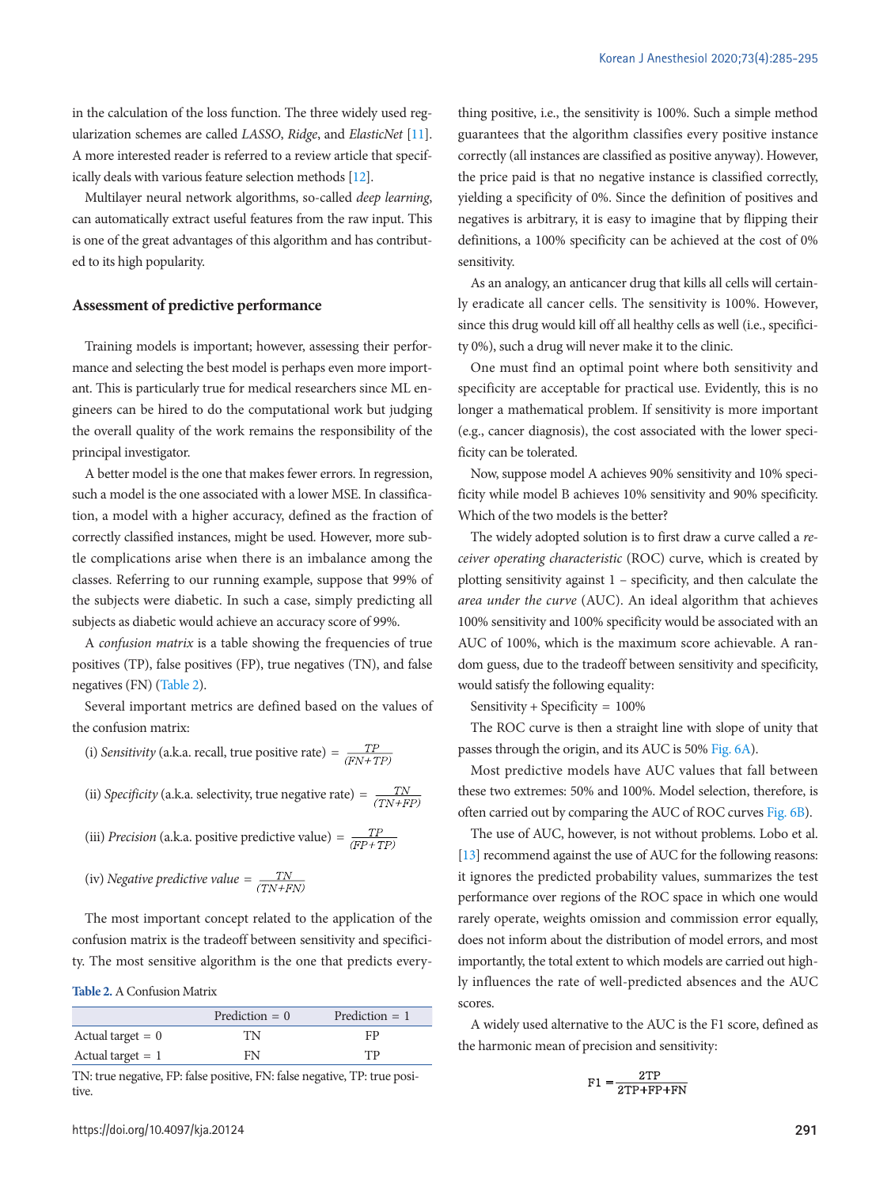in the calculation of the loss function. The three widely used regularization schemes are called *LASSO*, *Ridge*, and *ElasticNet* [11]. A more interested reader is referred to a review article that specifically deals with various feature selection methods [12].

Multilayer neural network algorithms, so-called *deep learning*, can automatically extract useful features from the raw input. This is one of the great advantages of this algorithm and has contributed to its high popularity.

## Assessment of predictive performance

Training models is important; however, assessing their performance and selecting the best model is perhaps even more important. This is particularly true for medical researchers since ML engineers can be hired to do the computational work but judging the overall quality of the work remains the responsibility of the principal investigator.

A better model is the one that makes fewer errors. In regression, such a model is the one associated with a lower MSE. In classification, a model with a higher accuracy, defined as the fraction of correctly classified instances, might be used. However, more subtle complications arise when there is an imbalance among the classes. Referring to our running example, suppose that 99% of the subjects were diabetic. In such a case, simply predicting all subjects as diabetic would achieve an accuracy score of 99%.

A *confusion matrix* is a table showing the frequencies of true positives (TP), false positives (FP), true negatives (TN), and false negatives (FN) (Table 2).

Several important metrics are defined based on the values of the confusion matrix:

(i) *Sensitivity* (a.k.a. recall, true positive rate) $= \frac{TP}{(FN+TP)}$

(ii) *Specificity* (a.k.a. selectivity, true negative rate) $= \frac{TN}{(TN+FP)}$

(iii) *Precision* (a.k.a. positive predictive value) $= \frac{TP}{(FP+TP)}$

(iv) *Negative predictive value* $= \frac{TN}{(TN+FN)}$

The most important concept related to the application of the confusion matrix is the tradeoff between sensitivity and specificity. The most sensitive algorithm is the one that predicts everything positive, i.e., the sensitivity is 100%. Such a simple method guarantees that the algorithm classifies every positive instance correctly (all instances are classified as positive anyway). However, the price paid is that no negative instance is classified correctly, yielding a specificity of 0%. Since the definition of positives and negatives is arbitrary, it is easy to imagine that by flipping their definitions, a 100% specificity can be achieved at the cost of 0% sensitivity.

**Table 2.** A Confusion Matrix

| | Prediction = 0 | Prediction = 1 |
|---|---|---|
| Actual target = 0 | TN | FP |
| Actual target = 1 | FN | TP |

TN: true negative, FP: false positive, FN: false negative, TP: true positive.

As an analogy, an anticancer drug that kills all cells will certainly eradicate all cancer cells. The sensitivity is 100%. However, since this drug would kill off all healthy cells as well (i.e., specificity 0%), such a drug will never make it to the clinic.

One must find an optimal point where both sensitivity and specificity are acceptable for practical use. Evidently, this is no longer a mathematical problem. If sensitivity is more important (e.g., cancer diagnosis), the cost associated with the lower specificity can be tolerated.

Now, suppose model A achieves 90% sensitivity and 10% specificity while model B achieves 10% sensitivity and 90% specificity. Which of the two models is the better?

The widely adopted solution is to first draw a curve called a *receiver operating characteristic* (ROC) curve, which is created by plotting sensitivity against 1 – specificity, and then calculate the *area under the curve* (AUC). An ideal algorithm that achieves 100% sensitivity and 100% specificity would be associated with an AUC of 100%, which is the maximum score achievable. A random guess, due to the tradeoff between sensitivity and specificity, would satisfy the following equality:

Sensitivity + Specificity = 100%

The ROC curve is then a straight line with slope of unity that passes through the origin, and its AUC is 50% Fig. 6A).

Most predictive models have AUC values that fall between these two extremes: 50% and 100%. Model selection, therefore, is often carried out by comparing the AUC of ROC curves Fig. 6B).

The use of AUC, however, is not without problems. Lobo et al. [13] recommend against the use of AUC for the following reasons: it ignores the predicted probability values, summarizes the test performance over regions of the ROC space in which one would rarely operate, weights omission and commission error equally, does not inform about the distribution of model errors, and most importantly, the total extent to which models are carried out highly influences the rate of well-predicted absences and the AUC scores.

A widely used alternative to the AUC is the F1 score, defined as the harmonic mean of precision and sensitivity:

$$F1 = \frac{2TP}{2TP+FP+FN}$$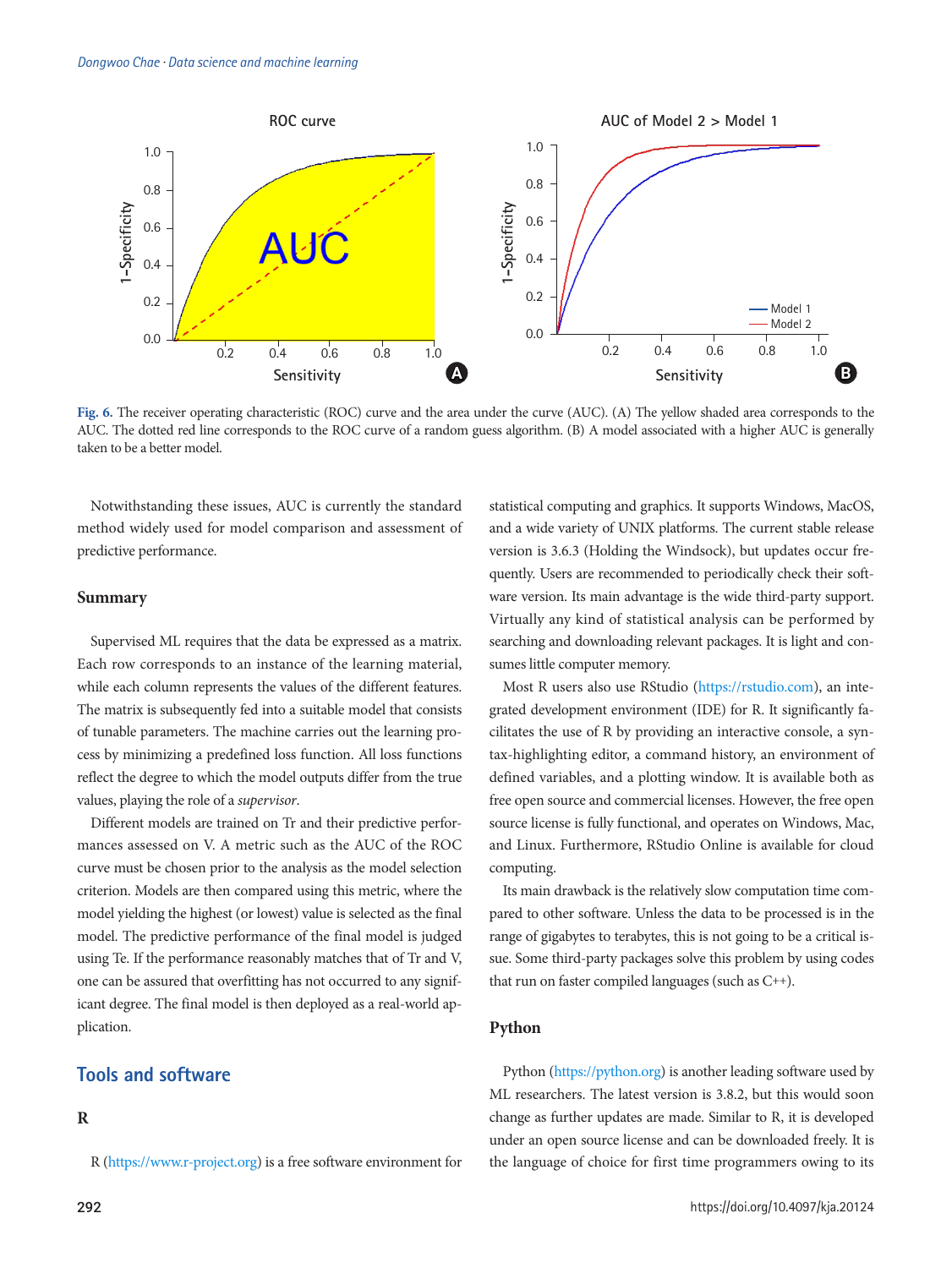**Fig. 6.** The receiver operating characteristic (ROC) curve and the area under the curve (AUC). (A) The yellow shaded area corresponds to the AUC. The dotted red line corresponds to the ROC curve of a random guess algorithm. (B) A model associated with a higher AUC is generally taken to be a better model.

Notwithstanding these issues, AUC is currently the standard method widely used for model comparison and assessment of predictive performance.

### Summary

Supervised ML requires that the data be expressed as a matrix. Each row corresponds to an instance of the learning material, while each column represents the values of the different features. The matrix is subsequently fed into a suitable model that consists of tunable parameters. The machine carries out the learning process by minimizing a predefined loss function. All loss functions reflect the degree to which the model outputs differ from the true values, playing the role of a *supervisor*.

Different models are trained on Tr and their predictive performances assessed on V. A metric such as the AUC of the ROC curve must be chosen prior to the analysis as the model selection criterion. Models are then compared using this metric, where the model yielding the highest (or lowest) value is selected as the final model. The predictive performance of the final model is judged using Te. If the performance reasonably matches that of Tr and V, one can be assured that overfitting has not occurred to any significant degree. The final model is then deployed as a real-world application.

## Tools and software

### R

R (https://www.r-project.org) is a free software environment for statistical computing and graphics. It supports Windows, MacOS, and a wide variety of UNIX platforms. The current stable release version is 3.6.3 (Holding the Windsock), but updates occur frequently. Users are recommended to periodically check their software version. Its main advantage is the wide third-party support. Virtually any kind of statistical analysis can be performed by searching and downloading relevant packages. It is light and consumes little computer memory.

Most R users also use RStudio (https://rstudio.com), an integrated development environment (IDE) for R. It significantly facilitates the use of R by providing an interactive console, a syntax-highlighting editor, a command history, an environment of defined variables, and a plotting window. It is available both as free open source and commercial licenses. However, the free open source license is fully functional, and operates on Windows, Mac, and Linux. Furthermore, RStudio Online is available for cloud computing.

Its main drawback is the relatively slow computation time compared to other software. Unless the data to be processed is in the range of gigabytes to terabytes, this is not going to be a critical issue. Some third-party packages solve this problem by using codes that run on faster compiled languages (such as C++).

### Python

Python (https://python.org) is another leading software used by ML researchers. The latest version is 3.8.2, but this would soon change as further updates are made. Similar to R, it is developed under an open source license and can be downloaded freely. It is the language of choice for first time programmers owing to its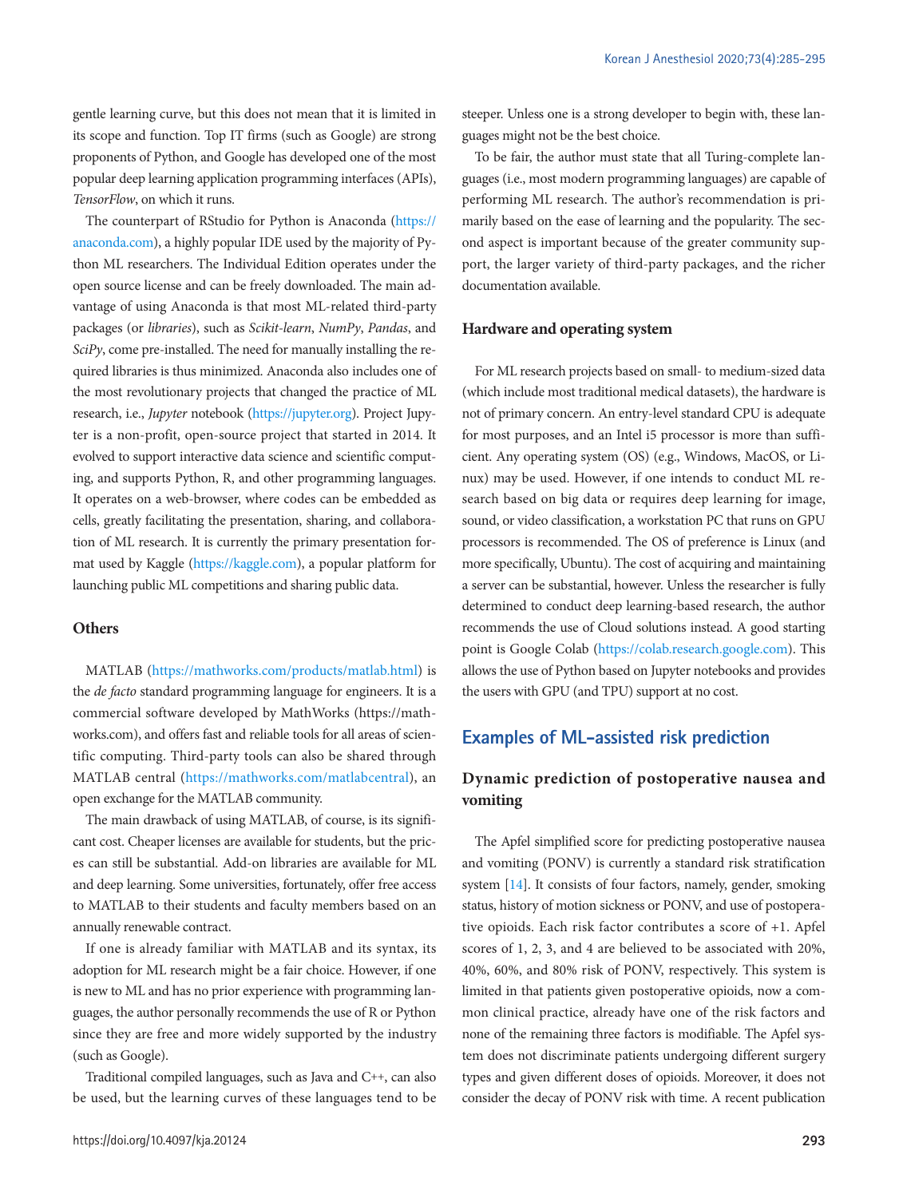gentle learning curve, but this does not mean that it is limited in its scope and function. Top IT firms (such as Google) are strong proponents of Python, and Google has developed one of the most popular deep learning application programming interfaces (APIs), *TensorFlow*, on which it runs.

The counterpart of RStudio for Python is Anaconda (https://anaconda.com), a highly popular IDE used by the majority of Python ML researchers. The Individual Edition operates under the open source license and can be freely downloaded. The main advantage of using Anaconda is that most ML-related third-party packages (or *libraries*), such as *Scikit-learn*, *NumPy*, *Pandas*, and *SciPy*, come pre-installed. The need for manually installing the required libraries is thus minimized. Anaconda also includes one of the most revolutionary projects that changed the practice of ML research, i.e., *Jupyter* notebook (https://jupyter.org). Project Jupyter is a non-profit, open-source project that started in 2014. It evolved to support interactive data science and scientific computing, and supports Python, R, and other programming languages. It operates on a web-browser, where codes can be embedded as cells, greatly facilitating the presentation, sharing, and collaboration of ML research. It is currently the primary presentation format used by Kaggle (https://kaggle.com), a popular platform for launching public ML competitions and sharing public data.

### Others

MATLAB (https://mathworks.com/products/matlab.html) is the *de facto* standard programming language for engineers. It is a commercial software developed by MathWorks (https://mathworks.com), and offers fast and reliable tools for all areas of scientific computing. Third-party tools can also be shared through MATLAB central (https://mathworks.com/matlabcentral), an open exchange for the MATLAB community.

The main drawback of using MATLAB, of course, is its significant cost. Cheaper licenses are available for students, but the prices can still be substantial. Add-on libraries are available for ML and deep learning. Some universities, fortunately, offer free access to MATLAB to their students and faculty members based on an annually renewable contract.

If one is already familiar with MATLAB and its syntax, its adoption for ML research might be a fair choice. However, if one is new to ML and has no prior experience with programming languages, the author personally recommends the use of R or Python since they are free and more widely supported by the industry (such as Google).

Traditional compiled languages, such as Java and C++, can also be used, but the learning curves of these languages tend to be steeper. Unless one is a strong developer to begin with, these languages might not be the best choice.

To be fair, the author must state that all Turing-complete languages (i.e., most modern programming languages) are capable of performing ML research. The author's recommendation is primarily based on the ease of learning and the popularity. The second aspect is important because of the greater community support, the larger variety of third-party packages, and the richer documentation available.

### Hardware and operating system

For ML research projects based on small- to medium-sized data (which include most traditional medical datasets), the hardware is not of primary concern. An entry-level standard CPU is adequate for most purposes, and an Intel i5 processor is more than sufficient. Any operating system (OS) (e.g., Windows, MacOS, or Linux) may be used. However, if one intends to conduct ML research based on big data or requires deep learning for image, sound, or video classification, a workstation PC that runs on GPU processors is recommended. The OS of preference is Linux (and more specifically, Ubuntu). The cost of acquiring and maintaining a server can be substantial, however. Unless the researcher is fully determined to conduct deep learning-based research, the author recommends the use of Cloud solutions instead. A good starting point is Google Colab (https://colab.research.google.com). This allows the use of Python based on Jupyter notebooks and provides the users with GPU (and TPU) support at no cost.

## Examples of ML-assisted risk prediction

### Dynamic prediction of postoperative nausea and vomiting

The Apfel simplified score for predicting postoperative nausea and vomiting (PONV) is currently a standard risk stratification system [14]. It consists of four factors, namely, gender, smoking status, history of motion sickness or PONV, and use of postoperative opioids. Each risk factor contributes a score of +1. Apfel scores of 1, 2, 3, and 4 are believed to be associated with 20%, 40%, 60%, and 80% risk of PONV, respectively. This system is limited in that patients given postoperative opioids, now a common clinical practice, already have one of the risk factors and none of the remaining three factors is modifiable. The Apfel system does not discriminate patients undergoing different surgery types and given different doses of opioids. Moreover, it does not consider the decay of PONV risk with time. A recent publication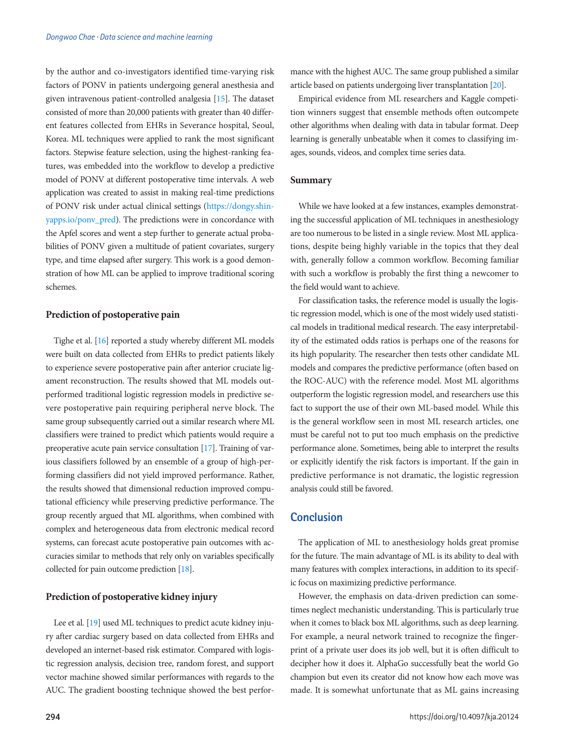by the author and co-investigators identified time-varying risk factors of PONV in patients undergoing general anesthesia and given intravenous patient-controlled analgesia [15]. The dataset consisted of more than 20,000 patients with greater than 40 different features collected from EHRs in Severance hospital, Seoul, Korea. ML techniques were applied to rank the most significant factors. Stepwise feature selection, using the highest-ranking features, was embedded into the workflow to develop a predictive model of PONV at different postoperative time intervals. A web application was created to assist in making real-time predictions of PONV risk under actual clinical settings (https://dongy.shinyapps.io/ponv_pred). The predictions were in concordance with the Apfel scores and went a step further to generate actual probabilities of PONV given a multitude of patient covariates, surgery type, and time elapsed after surgery. This work is a good demonstration of how ML can be applied to improve traditional scoring schemes.

### Prediction of postoperative pain

Tighe et al. [16] reported a study whereby different ML models were built on data collected from EHRs to predict patients likely to experience severe postoperative pain after anterior cruciate ligament reconstruction. The results showed that ML models outperformed traditional logistic regression models in predictive severe postoperative pain requiring peripheral nerve block. The same group subsequently carried out a similar research where ML classifiers were trained to predict which patients would require a preoperative acute pain service consultation [17]. Training of various classifiers followed by an ensemble of a group of high-performing classifiers did not yield improved performance. Rather, the results showed that dimensional reduction improved computational efficiency while preserving predictive performance. The group recently argued that ML algorithms, when combined with complex and heterogeneous data from electronic medical record systems, can forecast acute postoperative pain outcomes with accuracies similar to methods that rely only on variables specifically collected for pain outcome prediction [18].

### Prediction of postoperative kidney injury

Lee et al. [19] used ML techniques to predict acute kidney injury after cardiac surgery based on data collected from EHRs and developed an internet-based risk estimator. Compared with logistic regression analysis, decision tree, random forest, and support vector machine showed similar performances with regards to the AUC. The gradient boosting technique showed the best performance with the highest AUC. The same group published a similar article based on patients undergoing liver transplantation [20].

Empirical evidence from ML researchers and Kaggle competition winners suggest that ensemble methods often outcompete other algorithms when dealing with data in tabular format. Deep learning is generally unbeatable when it comes to classifying images, sounds, videos, and complex time series data.

### Summary

While we have looked at a few instances, examples demonstrating the successful application of ML techniques in anesthesiology are too numerous to be listed in a single review. Most ML applications, despite being highly variable in the topics that they deal with, generally follow a common workflow. Becoming familiar with such a workflow is probably the first thing a newcomer to the field would want to achieve.

For classification tasks, the reference model is usually the logistic regression model, which is one of the most widely used statistical models in traditional medical research. The easy interpretability of the estimated odds ratios is perhaps one of the reasons for its high popularity. The researcher then tests other candidate ML models and compares the predictive performance (often based on the ROC-AUC) with the reference model. Most ML algorithms outperform the logistic regression model, and researchers use this fact to support the use of their own ML-based model. While this is the general workflow seen in most ML research articles, one must be careful not to put too much emphasis on the predictive performance alone. Sometimes, being able to interpret the results or explicitly identify the risk factors is important. If the gain in predictive performance is not dramatic, the logistic regression analysis could still be favored.

## Conclusion

The application of ML to anesthesiology holds great promise for the future. The main advantage of ML is its ability to deal with many features with complex interactions, in addition to its specific focus on maximizing predictive performance.

However, the emphasis on data-driven prediction can sometimes neglect mechanistic understanding. This is particularly true when it comes to black box ML algorithms, such as deep learning. For example, a neural network trained to recognize the fingerprint of a private user does its job well, but it is often difficult to decipher how it does it. AlphaGo successfully beat the world Go champion but even its creator did not know how each move was made. It is somewhat unfortunate that as ML gains increasing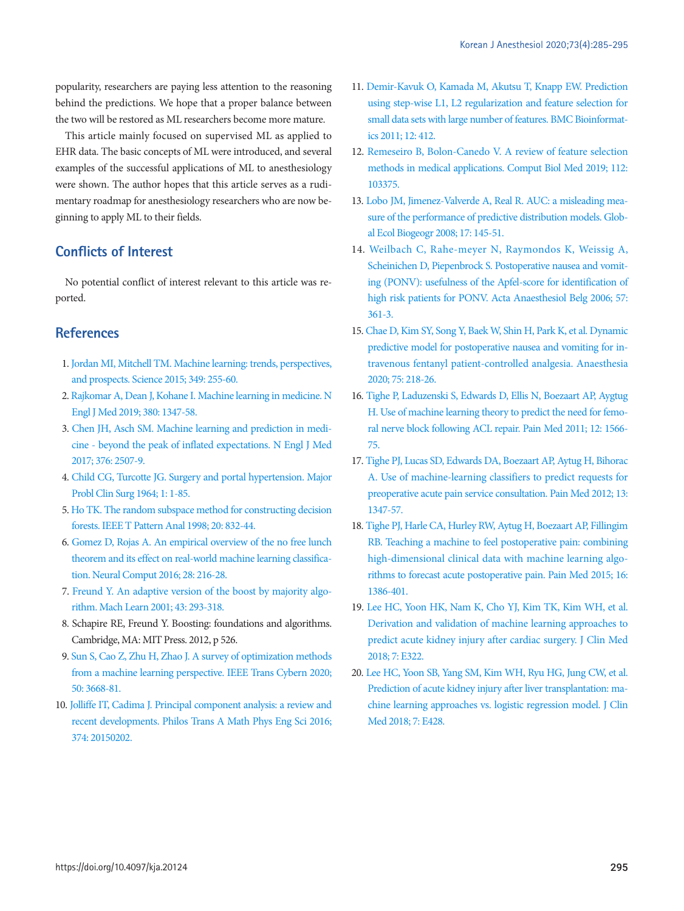popularity, researchers are paying less attention to the reasoning behind the predictions. We hope that a proper balance between the two will be restored as ML researchers become more mature.

This article mainly focused on supervised ML as applied to EHR data. The basic concepts of ML were introduced, and several examples of the successful applications of ML to anesthesiology were shown. The author hopes that this article serves as a rudimentary roadmap for anesthesiology researchers who are now beginning to apply ML to their fields.

## Conflicts of Interest

No potential conflict of interest relevant to this article was reported.

## References

1. Jordan MI, Mitchell TM. Machine learning: trends, perspectives, and prospects. Science 2015; 349: 255-60.
2. Rajkomar A, Dean J, Kohane I. Machine learning in medicine. N Engl J Med 2019; 380: 1347-58.
3. Chen JH, Asch SM. Machine learning and prediction in medicine - beyond the peak of inflated expectations. N Engl J Med 2017; 376: 2507-9.
4. Child CG, Turcotte JG. Surgery and portal hypertension. Major Probl Clin Surg 1964; 1: 1-85.
5. Ho TK. The random subspace method for constructing decision forests. IEEE T Pattern Anal 1998; 20: 832-44.
6. Gomez D, Rojas A. An empirical overview of the no free lunch theorem and its effect on real-world machine learning classification. Neural Comput 2016; 28: 216-28.
7. Freund Y. An adaptive version of the boost by majority algorithm. Mach Learn 2001; 43: 293-318.
8. Schapire RE, Freund Y. Boosting: foundations and algorithms. Cambridge, MA: MIT Press. 2012, p 526.
9. Sun S, Cao Z, Zhu H, Zhao J. A survey of optimization methods from a machine learning perspective. IEEE Trans Cybern 2020; 50: 3668-81.
10. Jolliffe IT, Cadima J. Principal component analysis: a review and recent developments. Philos Trans A Math Phys Eng Sci 2016; 374: 20150202.
11. Demir-Kavuk O, Kamada M, Akutsu T, Knapp EW. Prediction using step-wise L1, L2 regularization and feature selection for small data sets with large number of features. BMC Bioinformatics 2011; 12: 412.
12. Remeseiro B, Bolon-Canedo V. A review of feature selection methods in medical applications. Comput Biol Med 2019; 112: 103375.
13. Lobo JM, Jimenez-Valverde A, Real R. AUC: a misleading measure of the performance of predictive distribution models. Global Ecol Biogeogr 2008; 17: 145-51.
14. Weilbach C, Rahe-meyer N, Raymondos K, Weissig A, Scheinichen D, Piepenbrock S. Postoperative nausea and vomiting (PONV): usefulness of the Apfel-score for identification of high risk patients for PONV. Acta Anaesthesiol Belg 2006; 57: 361-3.
15. Chae D, Kim SY, Song Y, Baek W, Shin H, Park K, et al. Dynamic predictive model for postoperative nausea and vomiting for intravenous fentanyl patient-controlled analgesia. Anaesthesia 2020; 75: 218-26.
16. Tighe P, Laduzenski S, Edwards D, Ellis N, Boezaart AP, Aygtug H. Use of machine learning theory to predict the need for femoral nerve block following ACL repair. Pain Med 2011; 12: 1566-75.
17. Tighe PJ, Lucas SD, Edwards DA, Boezaart AP, Aytug H, Bihorac A. Use of machine-learning classifiers to predict requests for preoperative acute pain service consultation. Pain Med 2012; 13: 1347-57.
18. Tighe PJ, Harle CA, Hurley RW, Aytug H, Boezaart AP, Fillingim RB. Teaching a machine to feel postoperative pain: combining high-dimensional clinical data with machine learning algorithms to forecast acute postoperative pain. Pain Med 2015; 16: 1386-401.
19. Lee HC, Yoon HK, Nam K, Cho YJ, Kim TK, Kim WH, et al. Derivation and validation of machine learning approaches to predict acute kidney injury after cardiac surgery. J Clin Med 2018; 7: E322.
20. Lee HC, Yoon SB, Yang SM, Kim WH, Ryu HG, Jung CW, et al. Prediction of acute kidney injury after liver transplantation: machine learning approaches vs. logistic regression model. J Clin Med 2018; 7: E428.